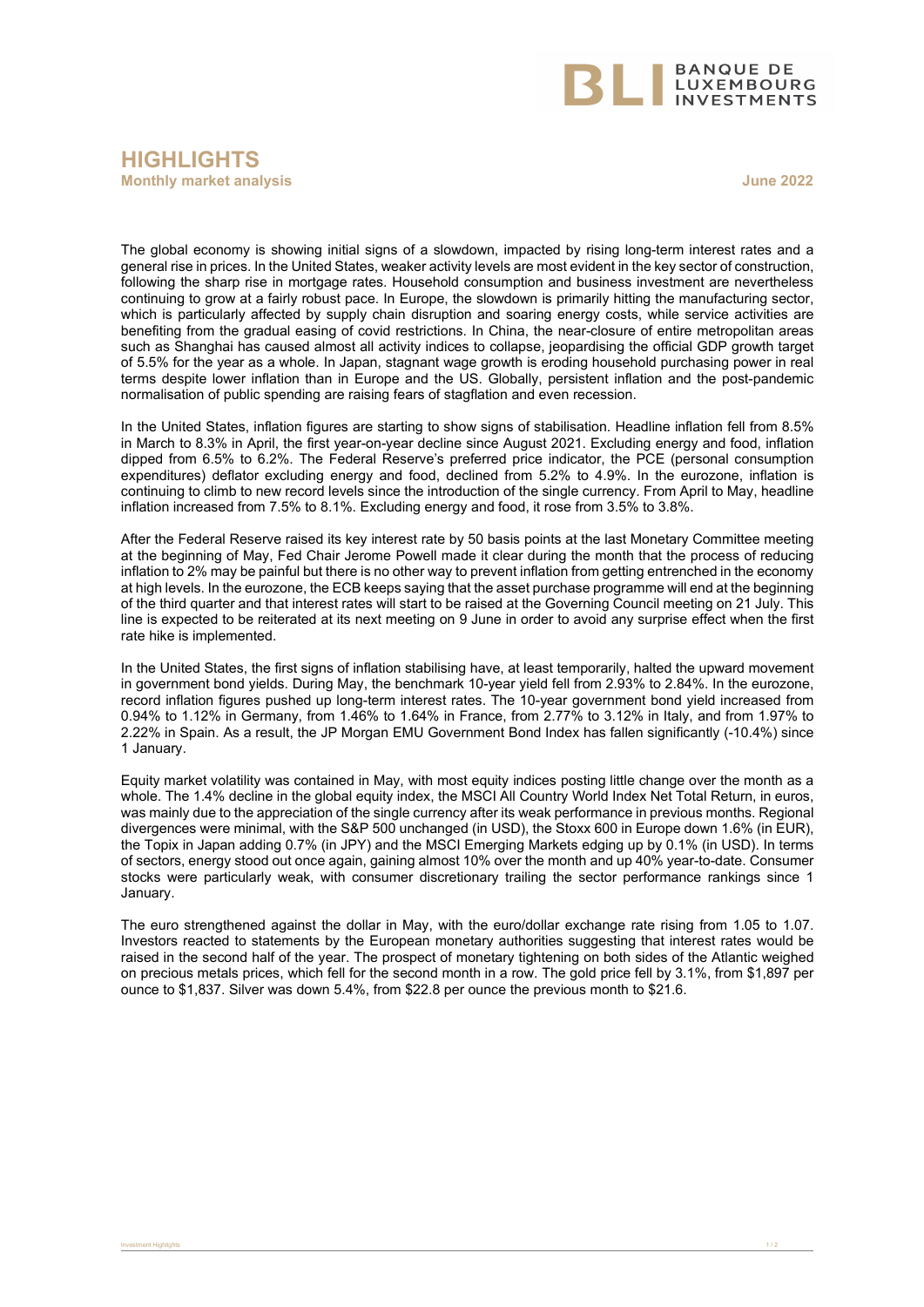# HIGHLIGHTS

**Monthly market analysis** **June 2022**

The global economy is showing initial signs of a slowdown, impacted by rising long-term interest rates and a general rise in prices. In the United States, weaker activity levels are most evident in the key sector of construction, following the sharp rise in mortgage rates. Household consumption and business investment are nevertheless continuing to grow at a fairly robust pace. In Europe, the slowdown is primarily hitting the manufacturing sector, which is particularly affected by supply chain disruption and soaring energy costs, while service activities are benefiting from the gradual easing of covid restrictions. In China, the near-closure of entire metropolitan areas such as Shanghai has caused almost all activity indices to collapse, jeopardising the official GDP growth target of 5.5% for the year as a whole. In Japan, stagnant wage growth is eroding household purchasing power in real terms despite lower inflation than in Europe and the US. Globally, persistent inflation and the post-pandemic normalisation of public spending are raising fears of stagflation and even recession.

In the United States, inflation figures are starting to show signs of stabilisation. Headline inflation fell from 8.5% in March to 8.3% in April, the first year-on-year decline since August 2021. Excluding energy and food, inflation dipped from 6.5% to 6.2%. The Federal Reserve's preferred price indicator, the PCE (personal consumption expenditures) deflator excluding energy and food, declined from 5.2% to 4.9%. In the eurozone, inflation is continuing to climb to new record levels since the introduction of the single currency. From April to May, headline inflation increased from 7.5% to 8.1%. Excluding energy and food, it rose from 3.5% to 3.8%.

After the Federal Reserve raised its key interest rate by 50 basis points at the last Monetary Committee meeting at the beginning of May, Fed Chair Jerome Powell made it clear during the month that the process of reducing inflation to 2% may be painful but there is no other way to prevent inflation from getting entrenched in the economy at high levels. In the eurozone, the ECB keeps saying that the asset purchase programme will end at the beginning of the third quarter and that interest rates will start to be raised at the Governing Council meeting on 21 July. This line is expected to be reiterated at its next meeting on 9 June in order to avoid any surprise effect when the first rate hike is implemented.

In the United States, the first signs of inflation stabilising have, at least temporarily, halted the upward movement in government bond yields. During May, the benchmark 10-year yield fell from 2.93% to 2.84%. In the eurozone, record inflation figures pushed up long-term interest rates. The 10-year government bond yield increased from 0.94% to 1.12% in Germany, from 1.46% to 1.64% in France, from 2.77% to 3.12% in Italy, and from 1.97% to 2.22% in Spain. As a result, the JP Morgan EMU Government Bond Index has fallen significantly (-10.4%) since 1 January.

Equity market volatility was contained in May, with most equity indices posting little change over the month as a whole. The 1.4% decline in the global equity index, the MSCI All Country World Index Net Total Return, in euros, was mainly due to the appreciation of the single currency after its weak performance in previous months. Regional divergences were minimal, with the S&P 500 unchanged (in USD), the Stoxx 600 in Europe down 1.6% (in EUR), the Topix in Japan adding 0.7% (in JPY) and the MSCI Emerging Markets edging up by 0.1% (in USD). In terms of sectors, energy stood out once again, gaining almost 10% over the month and up 40% year-to-date. Consumer stocks were particularly weak, with consumer discretionary trailing the sector performance rankings since 1 January.

The euro strengthened against the dollar in May, with the euro/dollar exchange rate rising from 1.05 to 1.07. Investors reacted to statements by the European monetary authorities suggesting that interest rates would be raised in the second half of the year. The prospect of monetary tightening on both sides of the Atlantic weighed on precious metals prices, which fell for the second month in a row. The gold price fell by 3.1%, from $1,897 per ounce to $1,837. Silver was down 5.4%, from $22.8 per ounce the previous month to $21.6.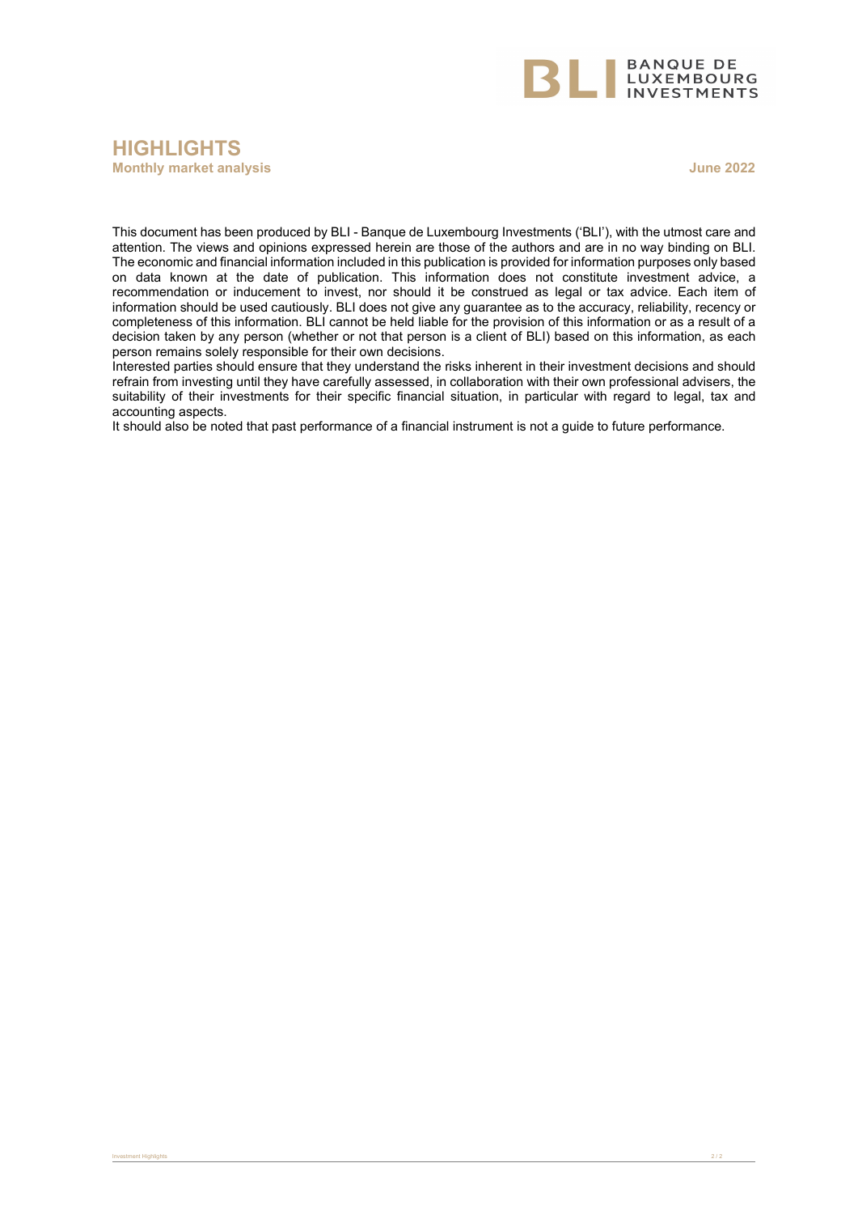# HIGHLIGHTS

**Monthly market analysis** **June 2022**

This document has been produced by BLI - Banque de Luxembourg Investments ('BLI'), with the utmost care and attention. The views and opinions expressed herein are those of the authors and are in no way binding on BLI. The economic and financial information included in this publication is provided for information purposes only based on data known at the date of publication. This information does not constitute investment advice, a recommendation or inducement to invest, nor should it be construed as legal or tax advice. Each item of information should be used cautiously. BLI does not give any guarantee as to the accuracy, reliability, recency or completeness of this information. BLI cannot be held liable for the provision of this information or as a result of a decision taken by any person (whether or not that person is a client of BLI) based on this information, as each person remains solely responsible for their own decisions.
Interested parties should ensure that they understand the risks inherent in their investment decisions and should refrain from investing until they have carefully assessed, in collaboration with their own professional advisers, the suitability of their investments for their specific financial situation, in particular with regard to legal, tax and accounting aspects.
It should also be noted that past performance of a financial instrument is not a guide to future performance.